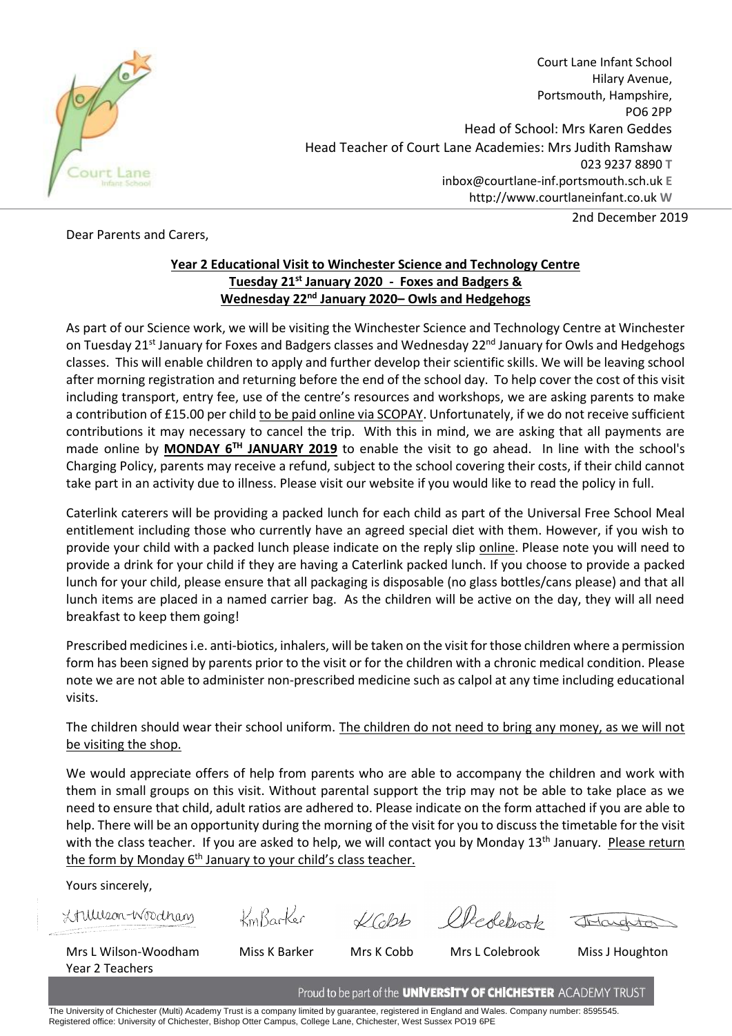Court Lane Infant School
Hilary Avenue,
Portsmouth, Hampshire,
PO6 2PP
Head of School: Mrs Karen Geddes
Head Teacher of Court Lane Academies: Mrs Judith Ramshaw
023 9237 8890 T
inbox@courtlane-inf.portsmouth.sch.uk E
http://www.courtlaneinfant.co.uk W

2nd December 2019

Dear Parents and Carers,

**Year 2 Educational Visit to Winchester Science and Technology Centre**
**Tuesday 21st January 2020 - Foxes and Badgers &**
**Wednesday 22nd January 2020– Owls and Hedgehogs**

As part of our Science work, we will be visiting the Winchester Science and Technology Centre at Winchester on Tuesday 21st January for Foxes and Badgers classes and Wednesday 22nd January for Owls and Hedgehogs classes. This will enable children to apply and further develop their scientific skills. We will be leaving school after morning registration and returning before the end of the school day. To help cover the cost of this visit including transport, entry fee, use of the centre's resources and workshops, we are asking parents to make a contribution of £15.00 per child to be paid online via SCOPAY. Unfortunately, if we do not receive sufficient contributions it may necessary to cancel the trip. With this in mind, we are asking that all payments are made online by **MONDAY 6TH JANUARY 2019** to enable the visit to go ahead. In line with the school's Charging Policy, parents may receive a refund, subject to the school covering their costs, if their child cannot take part in an activity due to illness. Please visit our website if you would like to read the policy in full.

Caterlink caterers will be providing a packed lunch for each child as part of the Universal Free School Meal entitlement including those who currently have an agreed special diet with them. However, if you wish to provide your child with a packed lunch please indicate on the reply slip online. Please note you will need to provide a drink for your child if they are having a Caterlink packed lunch. If you choose to provide a packed lunch for your child, please ensure that all packaging is disposable (no glass bottles/cans please) and that all lunch items are placed in a named carrier bag. As the children will be active on the day, they will all need breakfast to keep them going!

Prescribed medicines i.e. anti-biotics, inhalers, will be taken on the visit for those children where a permission form has been signed by parents prior to the visit or for the children with a chronic medical condition. Please note we are not able to administer non-prescribed medicine such as calpol at any time including educational visits.

The children should wear their school uniform. The children do not need to bring any money, as we will not be visiting the shop.

We would appreciate offers of help from parents who are able to accompany the children and work with them in small groups on this visit. Without parental support the trip may not be able to take place as we need to ensure that child, adult ratios are adhered to. Please indicate on the form attached if you are able to help. There will be an opportunity during the morning of the visit for you to discuss the timetable for the visit with the class teacher. If you are asked to help, we will contact you by Monday 13th January. Please return the form by Monday 6th January to your child's class teacher.

Yours sincerely,

| Mrs L Wilson-Woodham | Miss K Barker | Mrs K Cobb | Mrs L Colebrook | Miss J Houghton |
|---|---|---|---|---|

Year 2 Teachers

Proud to be part of the UNIVERSITY OF CHICHESTER ACADEMY TRUST

The University of Chichester (Multi) Academy Trust is a company limited by guarantee, registered in England and Wales. Company number: 8595545.
Registered office: University of Chichester, Bishop Otter Campus, College Lane, Chichester, West Sussex PO19 6PE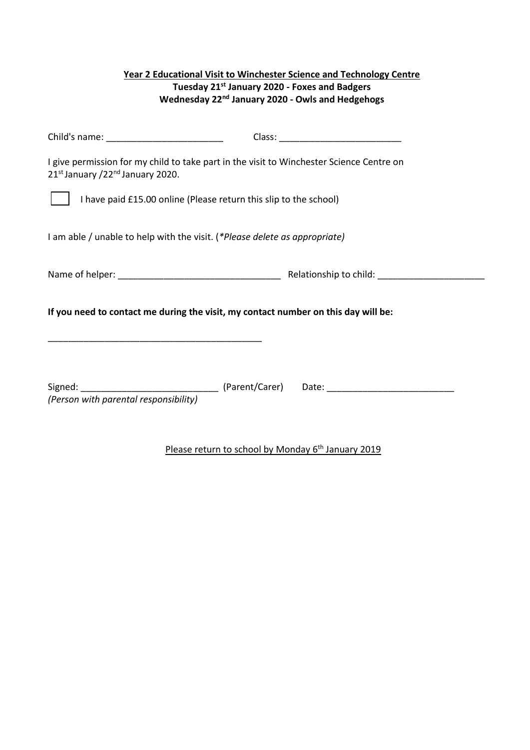**Year 2 Educational Visit to Winchester Science and Technology Centre**
**Tuesday 21st January 2020 - Foxes and Badgers**
**Wednesday 22nd January 2020 - Owls and Hedgehogs**

Child's name: _______________________ Class: ________________________

I give permission for my child to take part in the visit to Winchester Science Centre on 21st January /22nd January 2020.

☐ I have paid £15.00 online (Please return this slip to the school)

I am able / unable to help with the visit. (*\*Please delete as appropriate)*

Name of helper: _______________________________ Relationship to child: _____________________

**If you need to contact me during the visit, my contact number on this day will be:**

__________________________________________

Signed: ___________________________ (Parent/Carer) Date: _________________________
*(Person with parental responsibility)*

Please return to school by Monday 6th January 2019